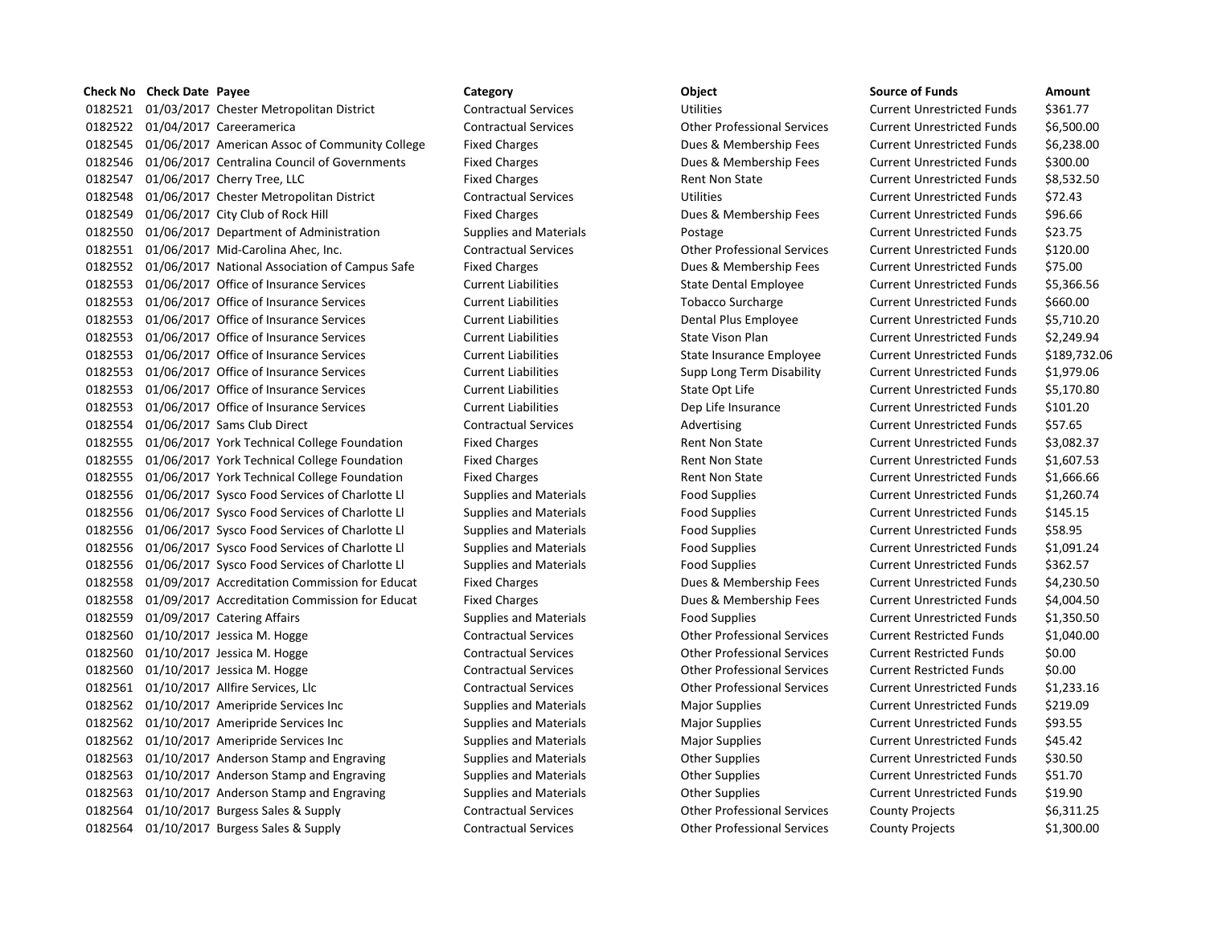| Check No | Check Date | Payee | Category | Object | Source of Funds | Amount |
|---|---|---|---|---|---|---|
| 0182521 | 01/03/2017 | Chester Metropolitan District | Contractual Services | Utilities | Current Unrestricted Funds | $361.77 |
| 0182522 | 01/04/2017 | Careeramerica | Contractual Services | Other Professional Services | Current Unrestricted Funds | $6,500.00 |
| 0182545 | 01/06/2017 | American Assoc of Community College | Fixed Charges | Dues & Membership Fees | Current Unrestricted Funds | $6,238.00 |
| 0182546 | 01/06/2017 | Centralina Council of Governments | Fixed Charges | Dues & Membership Fees | Current Unrestricted Funds | $300.00 |
| 0182547 | 01/06/2017 | Cherry Tree, LLC | Fixed Charges | Rent Non State | Current Unrestricted Funds | $8,532.50 |
| 0182548 | 01/06/2017 | Chester Metropolitan District | Contractual Services | Utilities | Current Unrestricted Funds | $72.43 |
| 0182549 | 01/06/2017 | City Club of Rock Hill | Fixed Charges | Dues & Membership Fees | Current Unrestricted Funds | $96.66 |
| 0182550 | 01/06/2017 | Department of Administration | Supplies and Materials | Postage | Current Unrestricted Funds | $23.75 |
| 0182551 | 01/06/2017 | Mid-Carolina Ahec, Inc. | Contractual Services | Other Professional Services | Current Unrestricted Funds | $120.00 |
| 0182552 | 01/06/2017 | National Association of Campus Safe | Fixed Charges | Dues & Membership Fees | Current Unrestricted Funds | $75.00 |
| 0182553 | 01/06/2017 | Office of Insurance Services | Current Liabilities | State Dental Employee | Current Unrestricted Funds | $5,366.56 |
| 0182553 | 01/06/2017 | Office of Insurance Services | Current Liabilities | Tobacco Surcharge | Current Unrestricted Funds | $660.00 |
| 0182553 | 01/06/2017 | Office of Insurance Services | Current Liabilities | Dental Plus Employee | Current Unrestricted Funds | $5,710.20 |
| 0182553 | 01/06/2017 | Office of Insurance Services | Current Liabilities | State Vison Plan | Current Unrestricted Funds | $2,249.94 |
| 0182553 | 01/06/2017 | Office of Insurance Services | Current Liabilities | State Insurance Employee | Current Unrestricted Funds | $189,732.06 |
| 0182553 | 01/06/2017 | Office of Insurance Services | Current Liabilities | Supp Long Term Disability | Current Unrestricted Funds | $1,979.06 |
| 0182553 | 01/06/2017 | Office of Insurance Services | Current Liabilities | State Opt Life | Current Unrestricted Funds | $5,170.80 |
| 0182553 | 01/06/2017 | Office of Insurance Services | Current Liabilities | Dep Life Insurance | Current Unrestricted Funds | $101.20 |
| 0182554 | 01/06/2017 | Sams Club Direct | Contractual Services | Advertising | Current Unrestricted Funds | $57.65 |
| 0182555 | 01/06/2017 | York Technical College Foundation | Fixed Charges | Rent Non State | Current Unrestricted Funds | $3,082.37 |
| 0182555 | 01/06/2017 | York Technical College Foundation | Fixed Charges | Rent Non State | Current Unrestricted Funds | $1,607.53 |
| 0182555 | 01/06/2017 | York Technical College Foundation | Fixed Charges | Rent Non State | Current Unrestricted Funds | $1,666.66 |
| 0182556 | 01/06/2017 | Sysco Food Services of Charlotte Ll | Supplies and Materials | Food Supplies | Current Unrestricted Funds | $1,260.74 |
| 0182556 | 01/06/2017 | Sysco Food Services of Charlotte Ll | Supplies and Materials | Food Supplies | Current Unrestricted Funds | $145.15 |
| 0182556 | 01/06/2017 | Sysco Food Services of Charlotte Ll | Supplies and Materials | Food Supplies | Current Unrestricted Funds | $58.95 |
| 0182556 | 01/06/2017 | Sysco Food Services of Charlotte Ll | Supplies and Materials | Food Supplies | Current Unrestricted Funds | $1,091.24 |
| 0182556 | 01/06/2017 | Sysco Food Services of Charlotte Ll | Supplies and Materials | Food Supplies | Current Unrestricted Funds | $362.57 |
| 0182558 | 01/09/2017 | Accreditation Commission for Educat | Fixed Charges | Dues & Membership Fees | Current Unrestricted Funds | $4,230.50 |
| 0182558 | 01/09/2017 | Accreditation Commission for Educat | Fixed Charges | Dues & Membership Fees | Current Unrestricted Funds | $4,004.50 |
| 0182559 | 01/09/2017 | Catering Affairs | Supplies and Materials | Food Supplies | Current Unrestricted Funds | $1,350.50 |
| 0182560 | 01/10/2017 | Jessica M. Hogge | Contractual Services | Other Professional Services | Current Restricted Funds | $1,040.00 |
| 0182560 | 01/10/2017 | Jessica M. Hogge | Contractual Services | Other Professional Services | Current Restricted Funds | $0.00 |
| 0182560 | 01/10/2017 | Jessica M. Hogge | Contractual Services | Other Professional Services | Current Restricted Funds | $0.00 |
| 0182561 | 01/10/2017 | Allfire Services, Llc | Contractual Services | Other Professional Services | Current Unrestricted Funds | $1,233.16 |
| 0182562 | 01/10/2017 | Ameripride Services Inc | Supplies and Materials | Major Supplies | Current Unrestricted Funds | $219.09 |
| 0182562 | 01/10/2017 | Ameripride Services Inc | Supplies and Materials | Major Supplies | Current Unrestricted Funds | $93.55 |
| 0182562 | 01/10/2017 | Ameripride Services Inc | Supplies and Materials | Major Supplies | Current Unrestricted Funds | $45.42 |
| 0182563 | 01/10/2017 | Anderson Stamp and Engraving | Supplies and Materials | Other Supplies | Current Unrestricted Funds | $30.50 |
| 0182563 | 01/10/2017 | Anderson Stamp and Engraving | Supplies and Materials | Other Supplies | Current Unrestricted Funds | $51.70 |
| 0182563 | 01/10/2017 | Anderson Stamp and Engraving | Supplies and Materials | Other Supplies | Current Unrestricted Funds | $19.90 |
| 0182564 | 01/10/2017 | Burgess Sales & Supply | Contractual Services | Other Professional Services | County Projects | $6,311.25 |
| 0182564 | 01/10/2017 | Burgess Sales & Supply | Contractual Services | Other Professional Services | County Projects | $1,300.00 |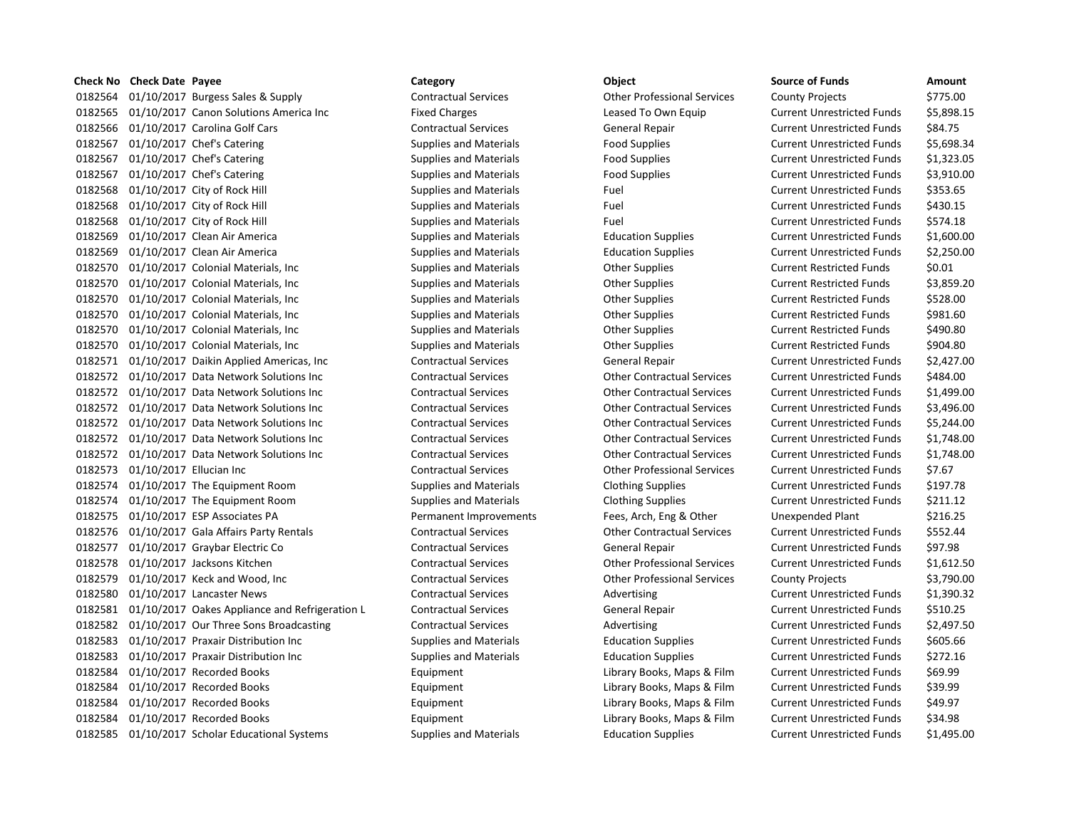| Check No | Check Date | Payee | Category | Object | Source of Funds | Amount |
|---|---|---|---|---|---|---|
| 0182564 | 01/10/2017 | Burgess Sales & Supply | Contractual Services | Other Professional Services | County Projects | $775.00 |
| 0182565 | 01/10/2017 | Canon Solutions America Inc | Fixed Charges | Leased To Own Equip | Current Unrestricted Funds | $5,898.15 |
| 0182566 | 01/10/2017 | Carolina Golf Cars | Contractual Services | General Repair | Current Unrestricted Funds | $84.75 |
| 0182567 | 01/10/2017 | Chef's Catering | Supplies and Materials | Food Supplies | Current Unrestricted Funds | $5,698.34 |
| 0182567 | 01/10/2017 | Chef's Catering | Supplies and Materials | Food Supplies | Current Unrestricted Funds | $1,323.05 |
| 0182567 | 01/10/2017 | Chef's Catering | Supplies and Materials | Food Supplies | Current Unrestricted Funds | $3,910.00 |
| 0182568 | 01/10/2017 | City of Rock Hill | Supplies and Materials | Fuel | Current Unrestricted Funds | $353.65 |
| 0182568 | 01/10/2017 | City of Rock Hill | Supplies and Materials | Fuel | Current Unrestricted Funds | $430.15 |
| 0182568 | 01/10/2017 | City of Rock Hill | Supplies and Materials | Fuel | Current Unrestricted Funds | $574.18 |
| 0182569 | 01/10/2017 | Clean Air America | Supplies and Materials | Education Supplies | Current Unrestricted Funds | $1,600.00 |
| 0182569 | 01/10/2017 | Clean Air America | Supplies and Materials | Education Supplies | Current Unrestricted Funds | $2,250.00 |
| 0182570 | 01/10/2017 | Colonial Materials, Inc | Supplies and Materials | Other Supplies | Current Restricted Funds | $0.01 |
| 0182570 | 01/10/2017 | Colonial Materials, Inc | Supplies and Materials | Other Supplies | Current Restricted Funds | $3,859.20 |
| 0182570 | 01/10/2017 | Colonial Materials, Inc | Supplies and Materials | Other Supplies | Current Restricted Funds | $528.00 |
| 0182570 | 01/10/2017 | Colonial Materials, Inc | Supplies and Materials | Other Supplies | Current Restricted Funds | $981.60 |
| 0182570 | 01/10/2017 | Colonial Materials, Inc | Supplies and Materials | Other Supplies | Current Restricted Funds | $490.80 |
| 0182570 | 01/10/2017 | Colonial Materials, Inc | Supplies and Materials | Other Supplies | Current Restricted Funds | $904.80 |
| 0182571 | 01/10/2017 | Daikin Applied Americas, Inc | Contractual Services | General Repair | Current Unrestricted Funds | $2,427.00 |
| 0182572 | 01/10/2017 | Data Network Solutions Inc | Contractual Services | Other Contractual Services | Current Unrestricted Funds | $484.00 |
| 0182572 | 01/10/2017 | Data Network Solutions Inc | Contractual Services | Other Contractual Services | Current Unrestricted Funds | $1,499.00 |
| 0182572 | 01/10/2017 | Data Network Solutions Inc | Contractual Services | Other Contractual Services | Current Unrestricted Funds | $3,496.00 |
| 0182572 | 01/10/2017 | Data Network Solutions Inc | Contractual Services | Other Contractual Services | Current Unrestricted Funds | $5,244.00 |
| 0182572 | 01/10/2017 | Data Network Solutions Inc | Contractual Services | Other Contractual Services | Current Unrestricted Funds | $1,748.00 |
| 0182572 | 01/10/2017 | Data Network Solutions Inc | Contractual Services | Other Contractual Services | Current Unrestricted Funds | $1,748.00 |
| 0182573 | 01/10/2017 | Ellucian Inc | Contractual Services | Other Professional Services | Current Unrestricted Funds | $7.67 |
| 0182574 | 01/10/2017 | The Equipment Room | Supplies and Materials | Clothing Supplies | Current Unrestricted Funds | $197.78 |
| 0182574 | 01/10/2017 | The Equipment Room | Supplies and Materials | Clothing Supplies | Current Unrestricted Funds | $211.12 |
| 0182575 | 01/10/2017 | ESP Associates PA | Permanent Improvements | Fees, Arch, Eng & Other | Unexpended Plant | $216.25 |
| 0182576 | 01/10/2017 | Gala Affairs Party Rentals | Contractual Services | Other Contractual Services | Current Unrestricted Funds | $552.44 |
| 0182577 | 01/10/2017 | Graybar Electric Co | Contractual Services | General Repair | Current Unrestricted Funds | $97.98 |
| 0182578 | 01/10/2017 | Jacksons Kitchen | Contractual Services | Other Professional Services | Current Unrestricted Funds | $1,612.50 |
| 0182579 | 01/10/2017 | Keck and Wood, Inc | Contractual Services | Other Professional Services | County Projects | $3,790.00 |
| 0182580 | 01/10/2017 | Lancaster News | Contractual Services | Advertising | Current Unrestricted Funds | $1,390.32 |
| 0182581 | 01/10/2017 | Oakes Appliance and Refrigeration L | Contractual Services | General Repair | Current Unrestricted Funds | $510.25 |
| 0182582 | 01/10/2017 | Our Three Sons Broadcasting | Contractual Services | Advertising | Current Unrestricted Funds | $2,497.50 |
| 0182583 | 01/10/2017 | Praxair Distribution Inc | Supplies and Materials | Education Supplies | Current Unrestricted Funds | $605.66 |
| 0182583 | 01/10/2017 | Praxair Distribution Inc | Supplies and Materials | Education Supplies | Current Unrestricted Funds | $272.16 |
| 0182584 | 01/10/2017 | Recorded Books | Equipment | Library Books, Maps & Film | Current Unrestricted Funds | $69.99 |
| 0182584 | 01/10/2017 | Recorded Books | Equipment | Library Books, Maps & Film | Current Unrestricted Funds | $39.99 |
| 0182584 | 01/10/2017 | Recorded Books | Equipment | Library Books, Maps & Film | Current Unrestricted Funds | $49.97 |
| 0182584 | 01/10/2017 | Recorded Books | Equipment | Library Books, Maps & Film | Current Unrestricted Funds | $34.98 |
| 0182585 | 01/10/2017 | Scholar Educational Systems | Supplies and Materials | Education Supplies | Current Unrestricted Funds | $1,495.00 |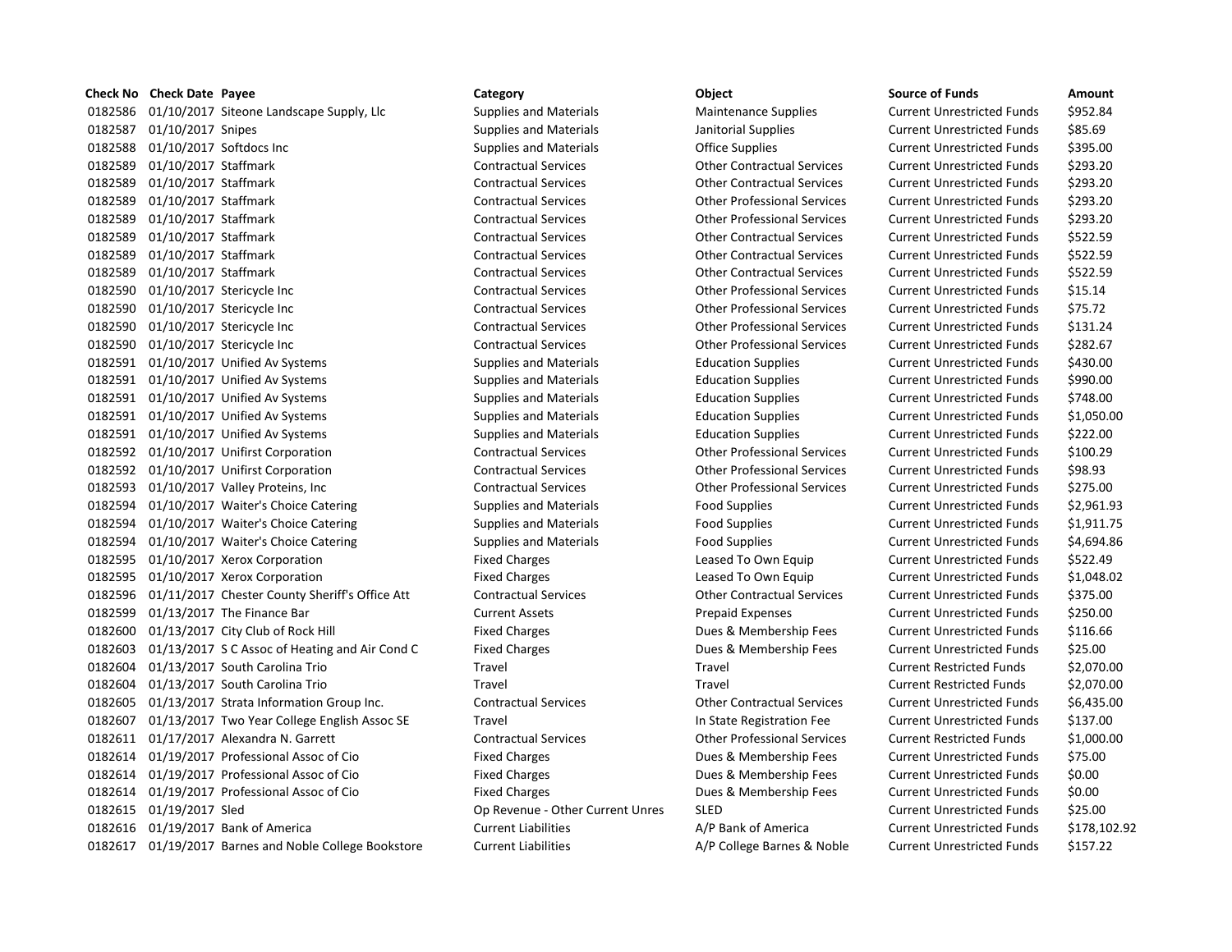| Check No | Check Date | Payee | Category | Object | Source of Funds | Amount |
|---|---|---|---|---|---|---|
| 0182586 | 01/10/2017 | Siteone Landscape Supply, Llc | Supplies and Materials | Maintenance Supplies | Current Unrestricted Funds | $952.84 |
| 0182587 | 01/10/2017 | Snipes | Supplies and Materials | Janitorial Supplies | Current Unrestricted Funds | $85.69 |
| 0182588 | 01/10/2017 | Softdocs Inc | Supplies and Materials | Office Supplies | Current Unrestricted Funds | $395.00 |
| 0182589 | 01/10/2017 | Staffmark | Contractual Services | Other Contractual Services | Current Unrestricted Funds | $293.20 |
| 0182589 | 01/10/2017 | Staffmark | Contractual Services | Other Contractual Services | Current Unrestricted Funds | $293.20 |
| 0182589 | 01/10/2017 | Staffmark | Contractual Services | Other Professional Services | Current Unrestricted Funds | $293.20 |
| 0182589 | 01/10/2017 | Staffmark | Contractual Services | Other Professional Services | Current Unrestricted Funds | $293.20 |
| 0182589 | 01/10/2017 | Staffmark | Contractual Services | Other Contractual Services | Current Unrestricted Funds | $522.59 |
| 0182589 | 01/10/2017 | Staffmark | Contractual Services | Other Contractual Services | Current Unrestricted Funds | $522.59 |
| 0182589 | 01/10/2017 | Staffmark | Contractual Services | Other Contractual Services | Current Unrestricted Funds | $522.59 |
| 0182590 | 01/10/2017 | Stericycle Inc | Contractual Services | Other Professional Services | Current Unrestricted Funds | $15.14 |
| 0182590 | 01/10/2017 | Stericycle Inc | Contractual Services | Other Professional Services | Current Unrestricted Funds | $75.72 |
| 0182590 | 01/10/2017 | Stericycle Inc | Contractual Services | Other Professional Services | Current Unrestricted Funds | $131.24 |
| 0182590 | 01/10/2017 | Stericycle Inc | Contractual Services | Other Professional Services | Current Unrestricted Funds | $282.67 |
| 0182591 | 01/10/2017 | Unified Av Systems | Supplies and Materials | Education Supplies | Current Unrestricted Funds | $430.00 |
| 0182591 | 01/10/2017 | Unified Av Systems | Supplies and Materials | Education Supplies | Current Unrestricted Funds | $990.00 |
| 0182591 | 01/10/2017 | Unified Av Systems | Supplies and Materials | Education Supplies | Current Unrestricted Funds | $748.00 |
| 0182591 | 01/10/2017 | Unified Av Systems | Supplies and Materials | Education Supplies | Current Unrestricted Funds | $1,050.00 |
| 0182591 | 01/10/2017 | Unified Av Systems | Supplies and Materials | Education Supplies | Current Unrestricted Funds | $222.00 |
| 0182592 | 01/10/2017 | Unifirst Corporation | Contractual Services | Other Professional Services | Current Unrestricted Funds | $100.29 |
| 0182592 | 01/10/2017 | Unifirst Corporation | Contractual Services | Other Professional Services | Current Unrestricted Funds | $98.93 |
| 0182593 | 01/10/2017 | Valley Proteins, Inc | Contractual Services | Other Professional Services | Current Unrestricted Funds | $275.00 |
| 0182594 | 01/10/2017 | Waiter's Choice Catering | Supplies and Materials | Food Supplies | Current Unrestricted Funds | $2,961.93 |
| 0182594 | 01/10/2017 | Waiter's Choice Catering | Supplies and Materials | Food Supplies | Current Unrestricted Funds | $1,911.75 |
| 0182594 | 01/10/2017 | Waiter's Choice Catering | Supplies and Materials | Food Supplies | Current Unrestricted Funds | $4,694.86 |
| 0182595 | 01/10/2017 | Xerox Corporation | Fixed Charges | Leased To Own Equip | Current Unrestricted Funds | $522.49 |
| 0182595 | 01/10/2017 | Xerox Corporation | Fixed Charges | Leased To Own Equip | Current Unrestricted Funds | $1,048.02 |
| 0182596 | 01/11/2017 | Chester County Sheriff's Office Att | Contractual Services | Other Contractual Services | Current Unrestricted Funds | $375.00 |
| 0182599 | 01/13/2017 | The Finance Bar | Current Assets | Prepaid Expenses | Current Unrestricted Funds | $250.00 |
| 0182600 | 01/13/2017 | City Club of Rock Hill | Fixed Charges | Dues & Membership Fees | Current Unrestricted Funds | $116.66 |
| 0182603 | 01/13/2017 | S C Assoc of Heating and Air Cond C | Fixed Charges | Dues & Membership Fees | Current Unrestricted Funds | $25.00 |
| 0182604 | 01/13/2017 | South Carolina Trio | Travel | Travel | Current Restricted Funds | $2,070.00 |
| 0182604 | 01/13/2017 | South Carolina Trio | Travel | Travel | Current Restricted Funds | $2,070.00 |
| 0182605 | 01/13/2017 | Strata Information Group Inc. | Contractual Services | Other Contractual Services | Current Unrestricted Funds | $6,435.00 |
| 0182607 | 01/13/2017 | Two Year College English Assoc SE | Travel | In State Registration Fee | Current Unrestricted Funds | $137.00 |
| 0182611 | 01/17/2017 | Alexandra N. Garrett | Contractual Services | Other Professional Services | Current Restricted Funds | $1,000.00 |
| 0182614 | 01/19/2017 | Professional Assoc of Cio | Fixed Charges | Dues & Membership Fees | Current Unrestricted Funds | $75.00 |
| 0182614 | 01/19/2017 | Professional Assoc of Cio | Fixed Charges | Dues & Membership Fees | Current Unrestricted Funds | $0.00 |
| 0182614 | 01/19/2017 | Professional Assoc of Cio | Fixed Charges | Dues & Membership Fees | Current Unrestricted Funds | $0.00 |
| 0182615 | 01/19/2017 | Sled | Op Revenue - Other Current Unres | SLED | Current Unrestricted Funds | $25.00 |
| 0182616 | 01/19/2017 | Bank of America | Current Liabilities | A/P Bank of America | Current Unrestricted Funds | $178,102.92 |
| 0182617 | 01/19/2017 | Barnes and Noble College Bookstore | Current Liabilities | A/P College Barnes & Noble | Current Unrestricted Funds | $157.22 |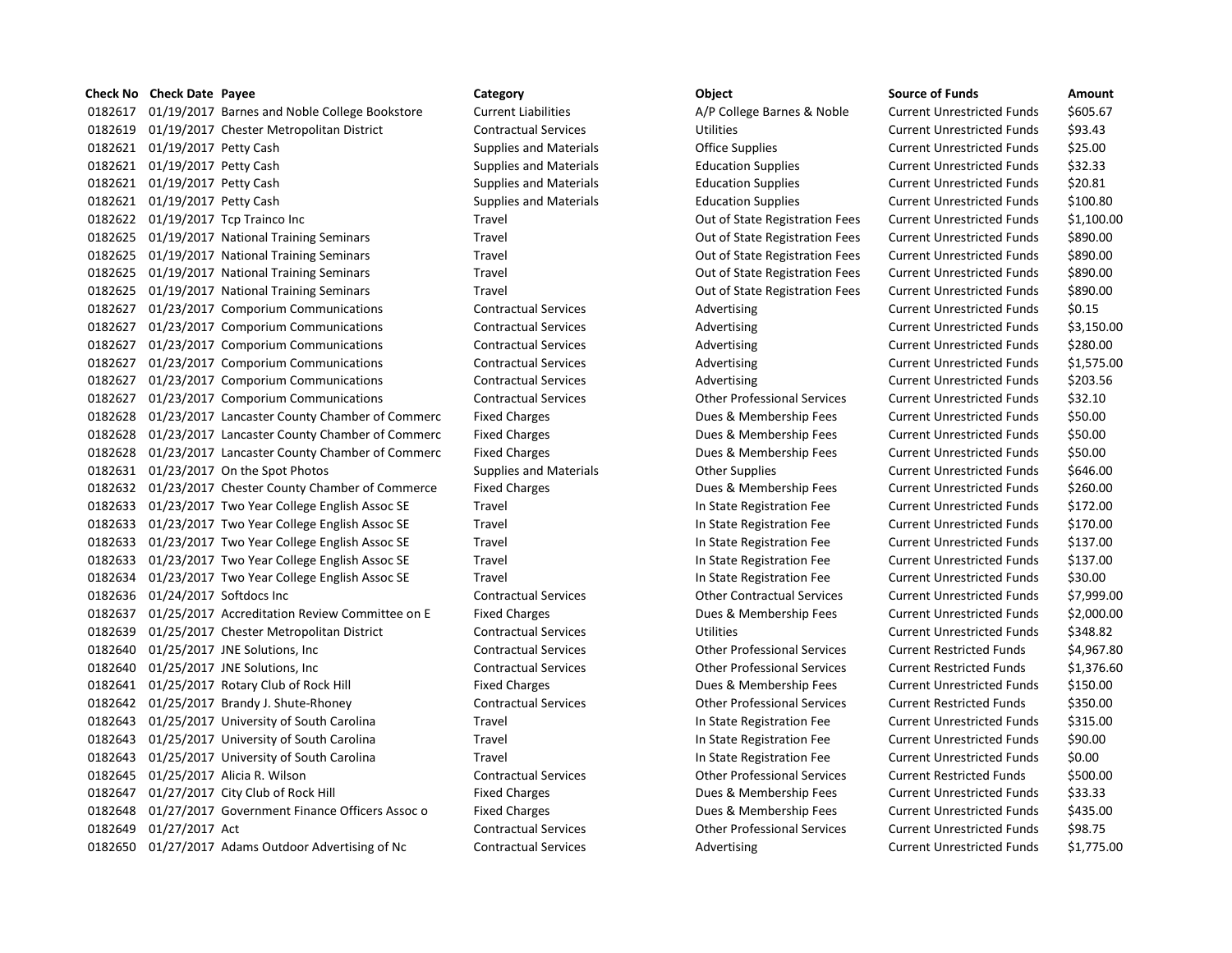| Check No | Check Date | Payee | Category | Object | Source of Funds | Amount |
|---|---|---|---|---|---|---|
| 0182617 | 01/19/2017 | Barnes and Noble College Bookstore | Current Liabilities | A/P College Barnes & Noble | Current Unrestricted Funds | $605.67 |
| 0182619 | 01/19/2017 | Chester Metropolitan District | Contractual Services | Utilities | Current Unrestricted Funds | $93.43 |
| 0182621 | 01/19/2017 | Petty Cash | Supplies and Materials | Office Supplies | Current Unrestricted Funds | $25.00 |
| 0182621 | 01/19/2017 | Petty Cash | Supplies and Materials | Education Supplies | Current Unrestricted Funds | $32.33 |
| 0182621 | 01/19/2017 | Petty Cash | Supplies and Materials | Education Supplies | Current Unrestricted Funds | $20.81 |
| 0182621 | 01/19/2017 | Petty Cash | Supplies and Materials | Education Supplies | Current Unrestricted Funds | $100.80 |
| 0182622 | 01/19/2017 | Tcp Trainco Inc | Travel | Out of State Registration Fees | Current Unrestricted Funds | $1,100.00 |
| 0182625 | 01/19/2017 | National Training Seminars | Travel | Out of State Registration Fees | Current Unrestricted Funds | $890.00 |
| 0182625 | 01/19/2017 | National Training Seminars | Travel | Out of State Registration Fees | Current Unrestricted Funds | $890.00 |
| 0182625 | 01/19/2017 | National Training Seminars | Travel | Out of State Registration Fees | Current Unrestricted Funds | $890.00 |
| 0182625 | 01/19/2017 | National Training Seminars | Travel | Out of State Registration Fees | Current Unrestricted Funds | $890.00 |
| 0182627 | 01/23/2017 | Comporium Communications | Contractual Services | Advertising | Current Unrestricted Funds | $0.15 |
| 0182627 | 01/23/2017 | Comporium Communications | Contractual Services | Advertising | Current Unrestricted Funds | $3,150.00 |
| 0182627 | 01/23/2017 | Comporium Communications | Contractual Services | Advertising | Current Unrestricted Funds | $280.00 |
| 0182627 | 01/23/2017 | Comporium Communications | Contractual Services | Advertising | Current Unrestricted Funds | $1,575.00 |
| 0182627 | 01/23/2017 | Comporium Communications | Contractual Services | Advertising | Current Unrestricted Funds | $203.56 |
| 0182627 | 01/23/2017 | Comporium Communications | Contractual Services | Other Professional Services | Current Unrestricted Funds | $32.10 |
| 0182628 | 01/23/2017 | Lancaster County Chamber of Commerc | Fixed Charges | Dues & Membership Fees | Current Unrestricted Funds | $50.00 |
| 0182628 | 01/23/2017 | Lancaster County Chamber of Commerc | Fixed Charges | Dues & Membership Fees | Current Unrestricted Funds | $50.00 |
| 0182628 | 01/23/2017 | Lancaster County Chamber of Commerc | Fixed Charges | Dues & Membership Fees | Current Unrestricted Funds | $50.00 |
| 0182631 | 01/23/2017 | On the Spot Photos | Supplies and Materials | Other Supplies | Current Unrestricted Funds | $646.00 |
| 0182632 | 01/23/2017 | Chester County Chamber of Commerce | Fixed Charges | Dues & Membership Fees | Current Unrestricted Funds | $260.00 |
| 0182633 | 01/23/2017 | Two Year College English Assoc SE | Travel | In State Registration Fee | Current Unrestricted Funds | $172.00 |
| 0182633 | 01/23/2017 | Two Year College English Assoc SE | Travel | In State Registration Fee | Current Unrestricted Funds | $170.00 |
| 0182633 | 01/23/2017 | Two Year College English Assoc SE | Travel | In State Registration Fee | Current Unrestricted Funds | $137.00 |
| 0182633 | 01/23/2017 | Two Year College English Assoc SE | Travel | In State Registration Fee | Current Unrestricted Funds | $137.00 |
| 0182634 | 01/23/2017 | Two Year College English Assoc SE | Travel | In State Registration Fee | Current Unrestricted Funds | $30.00 |
| 0182636 | 01/24/2017 | Softdocs Inc | Contractual Services | Other Contractual Services | Current Unrestricted Funds | $7,999.00 |
| 0182637 | 01/25/2017 | Accreditation Review Committee on E | Fixed Charges | Dues & Membership Fees | Current Unrestricted Funds | $2,000.00 |
| 0182639 | 01/25/2017 | Chester Metropolitan District | Contractual Services | Utilities | Current Unrestricted Funds | $348.82 |
| 0182640 | 01/25/2017 | JNE Solutions, Inc | Contractual Services | Other Professional Services | Current Restricted Funds | $4,967.80 |
| 0182640 | 01/25/2017 | JNE Solutions, Inc | Contractual Services | Other Professional Services | Current Restricted Funds | $1,376.60 |
| 0182641 | 01/25/2017 | Rotary Club of Rock Hill | Fixed Charges | Dues & Membership Fees | Current Unrestricted Funds | $150.00 |
| 0182642 | 01/25/2017 | Brandy J. Shute-Rhoney | Contractual Services | Other Professional Services | Current Restricted Funds | $350.00 |
| 0182643 | 01/25/2017 | University of South Carolina | Travel | In State Registration Fee | Current Unrestricted Funds | $315.00 |
| 0182643 | 01/25/2017 | University of South Carolina | Travel | In State Registration Fee | Current Unrestricted Funds | $90.00 |
| 0182643 | 01/25/2017 | University of South Carolina | Travel | In State Registration Fee | Current Unrestricted Funds | $0.00 |
| 0182645 | 01/25/2017 | Alicia R. Wilson | Contractual Services | Other Professional Services | Current Restricted Funds | $500.00 |
| 0182647 | 01/27/2017 | City Club of Rock Hill | Fixed Charges | Dues & Membership Fees | Current Unrestricted Funds | $33.33 |
| 0182648 | 01/27/2017 | Government Finance Officers Assoc o | Fixed Charges | Dues & Membership Fees | Current Unrestricted Funds | $435.00 |
| 0182649 | 01/27/2017 | Act | Contractual Services | Other Professional Services | Current Unrestricted Funds | $98.75 |
| 0182650 | 01/27/2017 | Adams Outdoor Advertising of Nc | Contractual Services | Advertising | Current Unrestricted Funds | $1,775.00 |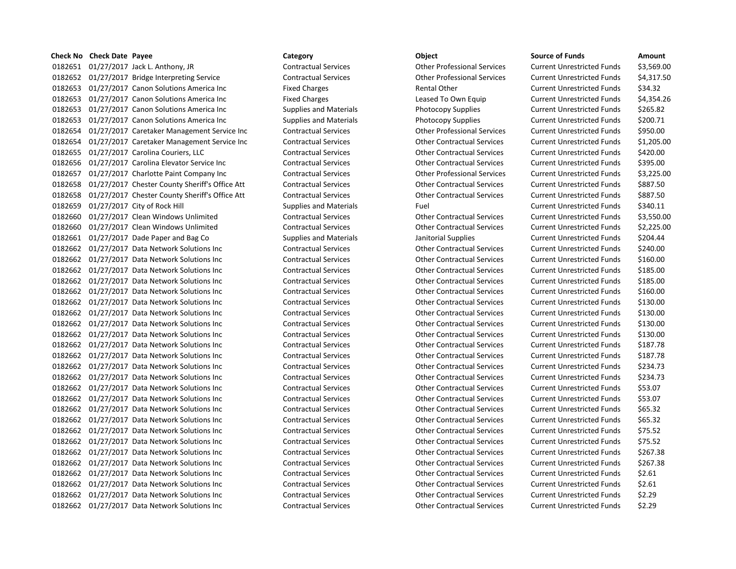| Check No | Check Date | Payee | Category | Object | Source of Funds | Amount |
|---|---|---|---|---|---|---|
| 0182651 | 01/27/2017 | Jack L. Anthony, JR | Contractual Services | Other Professional Services | Current Unrestricted Funds | $3,569.00 |
| 0182652 | 01/27/2017 | Bridge Interpreting Service | Contractual Services | Other Professional Services | Current Unrestricted Funds | $4,317.50 |
| 0182653 | 01/27/2017 | Canon Solutions America Inc | Fixed Charges | Rental Other | Current Unrestricted Funds | $34.32 |
| 0182653 | 01/27/2017 | Canon Solutions America Inc | Fixed Charges | Leased To Own Equip | Current Unrestricted Funds | $4,354.26 |
| 0182653 | 01/27/2017 | Canon Solutions America Inc | Supplies and Materials | Photocopy Supplies | Current Unrestricted Funds | $265.82 |
| 0182653 | 01/27/2017 | Canon Solutions America Inc | Supplies and Materials | Photocopy Supplies | Current Unrestricted Funds | $200.71 |
| 0182654 | 01/27/2017 | Caretaker Management Service Inc | Contractual Services | Other Professional Services | Current Unrestricted Funds | $950.00 |
| 0182654 | 01/27/2017 | Caretaker Management Service Inc | Contractual Services | Other Contractual Services | Current Unrestricted Funds | $1,205.00 |
| 0182655 | 01/27/2017 | Carolina Couriers, LLC | Contractual Services | Other Contractual Services | Current Unrestricted Funds | $420.00 |
| 0182656 | 01/27/2017 | Carolina Elevator Service Inc | Contractual Services | Other Contractual Services | Current Unrestricted Funds | $395.00 |
| 0182657 | 01/27/2017 | Charlotte Paint Company Inc | Contractual Services | Other Professional Services | Current Unrestricted Funds | $3,225.00 |
| 0182658 | 01/27/2017 | Chester County Sheriff's Office Att | Contractual Services | Other Contractual Services | Current Unrestricted Funds | $887.50 |
| 0182658 | 01/27/2017 | Chester County Sheriff's Office Att | Contractual Services | Other Contractual Services | Current Unrestricted Funds | $887.50 |
| 0182659 | 01/27/2017 | City of Rock Hill | Supplies and Materials | Fuel | Current Unrestricted Funds | $340.11 |
| 0182660 | 01/27/2017 | Clean Windows Unlimited | Contractual Services | Other Contractual Services | Current Unrestricted Funds | $3,550.00 |
| 0182660 | 01/27/2017 | Clean Windows Unlimited | Contractual Services | Other Contractual Services | Current Unrestricted Funds | $2,225.00 |
| 0182661 | 01/27/2017 | Dade Paper and Bag Co | Supplies and Materials | Janitorial Supplies | Current Unrestricted Funds | $204.44 |
| 0182662 | 01/27/2017 | Data Network Solutions Inc | Contractual Services | Other Contractual Services | Current Unrestricted Funds | $240.00 |
| 0182662 | 01/27/2017 | Data Network Solutions Inc | Contractual Services | Other Contractual Services | Current Unrestricted Funds | $160.00 |
| 0182662 | 01/27/2017 | Data Network Solutions Inc | Contractual Services | Other Contractual Services | Current Unrestricted Funds | $185.00 |
| 0182662 | 01/27/2017 | Data Network Solutions Inc | Contractual Services | Other Contractual Services | Current Unrestricted Funds | $185.00 |
| 0182662 | 01/27/2017 | Data Network Solutions Inc | Contractual Services | Other Contractual Services | Current Unrestricted Funds | $160.00 |
| 0182662 | 01/27/2017 | Data Network Solutions Inc | Contractual Services | Other Contractual Services | Current Unrestricted Funds | $130.00 |
| 0182662 | 01/27/2017 | Data Network Solutions Inc | Contractual Services | Other Contractual Services | Current Unrestricted Funds | $130.00 |
| 0182662 | 01/27/2017 | Data Network Solutions Inc | Contractual Services | Other Contractual Services | Current Unrestricted Funds | $130.00 |
| 0182662 | 01/27/2017 | Data Network Solutions Inc | Contractual Services | Other Contractual Services | Current Unrestricted Funds | $130.00 |
| 0182662 | 01/27/2017 | Data Network Solutions Inc | Contractual Services | Other Contractual Services | Current Unrestricted Funds | $187.78 |
| 0182662 | 01/27/2017 | Data Network Solutions Inc | Contractual Services | Other Contractual Services | Current Unrestricted Funds | $187.78 |
| 0182662 | 01/27/2017 | Data Network Solutions Inc | Contractual Services | Other Contractual Services | Current Unrestricted Funds | $234.73 |
| 0182662 | 01/27/2017 | Data Network Solutions Inc | Contractual Services | Other Contractual Services | Current Unrestricted Funds | $234.73 |
| 0182662 | 01/27/2017 | Data Network Solutions Inc | Contractual Services | Other Contractual Services | Current Unrestricted Funds | $53.07 |
| 0182662 | 01/27/2017 | Data Network Solutions Inc | Contractual Services | Other Contractual Services | Current Unrestricted Funds | $53.07 |
| 0182662 | 01/27/2017 | Data Network Solutions Inc | Contractual Services | Other Contractual Services | Current Unrestricted Funds | $65.32 |
| 0182662 | 01/27/2017 | Data Network Solutions Inc | Contractual Services | Other Contractual Services | Current Unrestricted Funds | $65.32 |
| 0182662 | 01/27/2017 | Data Network Solutions Inc | Contractual Services | Other Contractual Services | Current Unrestricted Funds | $75.52 |
| 0182662 | 01/27/2017 | Data Network Solutions Inc | Contractual Services | Other Contractual Services | Current Unrestricted Funds | $75.52 |
| 0182662 | 01/27/2017 | Data Network Solutions Inc | Contractual Services | Other Contractual Services | Current Unrestricted Funds | $267.38 |
| 0182662 | 01/27/2017 | Data Network Solutions Inc | Contractual Services | Other Contractual Services | Current Unrestricted Funds | $267.38 |
| 0182662 | 01/27/2017 | Data Network Solutions Inc | Contractual Services | Other Contractual Services | Current Unrestricted Funds | $2.61 |
| 0182662 | 01/27/2017 | Data Network Solutions Inc | Contractual Services | Other Contractual Services | Current Unrestricted Funds | $2.61 |
| 0182662 | 01/27/2017 | Data Network Solutions Inc | Contractual Services | Other Contractual Services | Current Unrestricted Funds | $2.29 |
| 0182662 | 01/27/2017 | Data Network Solutions Inc | Contractual Services | Other Contractual Services | Current Unrestricted Funds | $2.29 |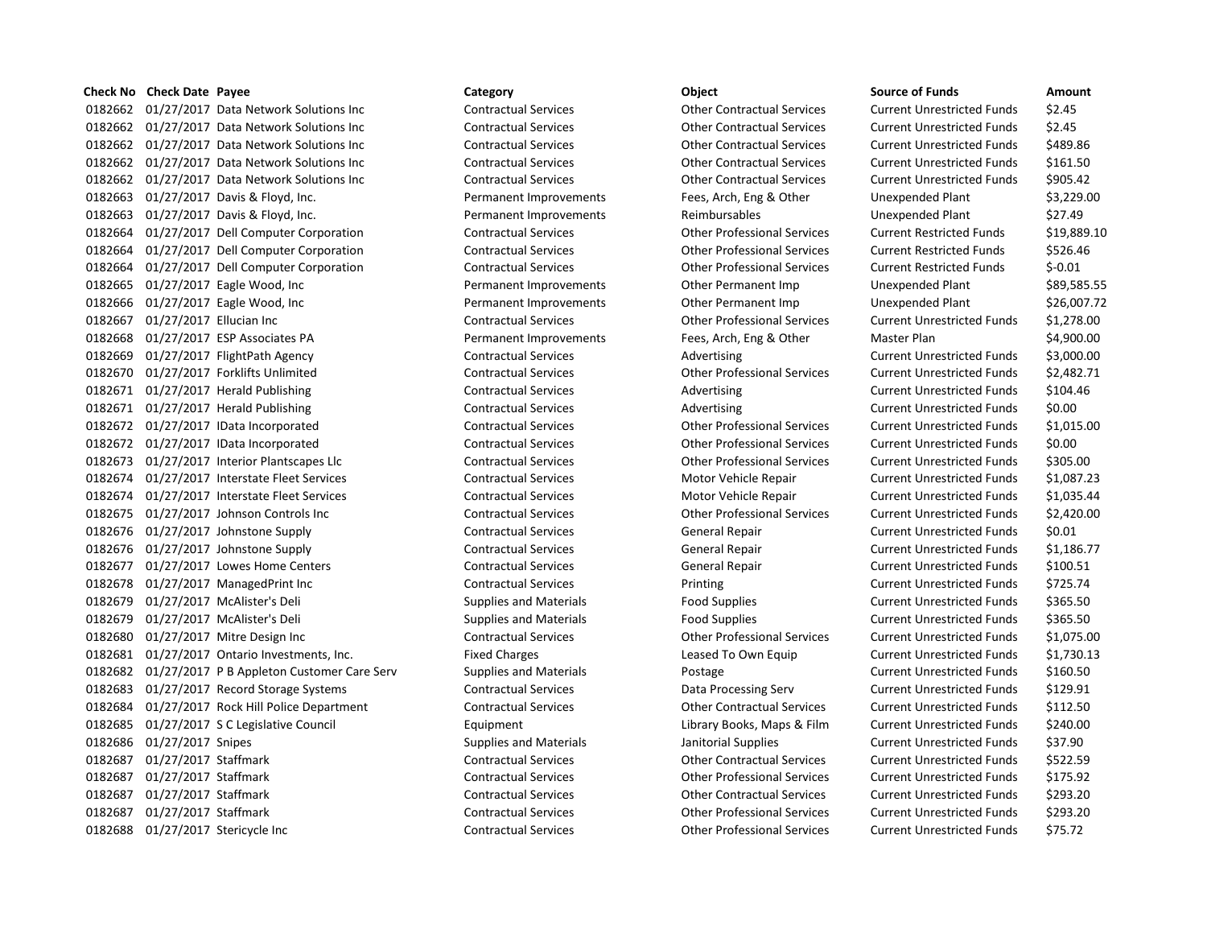| Check No | Check Date | Payee | Category | Object | Source of Funds | Amount |
|---|---|---|---|---|---|---|
| 0182662 | 01/27/2017 | Data Network Solutions Inc | Contractual Services | Other Contractual Services | Current Unrestricted Funds | $2.45 |
| 0182662 | 01/27/2017 | Data Network Solutions Inc | Contractual Services | Other Contractual Services | Current Unrestricted Funds | $2.45 |
| 0182662 | 01/27/2017 | Data Network Solutions Inc | Contractual Services | Other Contractual Services | Current Unrestricted Funds | $489.86 |
| 0182662 | 01/27/2017 | Data Network Solutions Inc | Contractual Services | Other Contractual Services | Current Unrestricted Funds | $161.50 |
| 0182662 | 01/27/2017 | Data Network Solutions Inc | Contractual Services | Other Contractual Services | Current Unrestricted Funds | $905.42 |
| 0182663 | 01/27/2017 | Davis & Floyd, Inc. | Permanent Improvements | Fees, Arch, Eng & Other | Unexpended Plant | $3,229.00 |
| 0182663 | 01/27/2017 | Davis & Floyd, Inc. | Permanent Improvements | Reimbursables | Unexpended Plant | $27.49 |
| 0182664 | 01/27/2017 | Dell Computer Corporation | Contractual Services | Other Professional Services | Current Restricted Funds | $19,889.10 |
| 0182664 | 01/27/2017 | Dell Computer Corporation | Contractual Services | Other Professional Services | Current Restricted Funds | $526.46 |
| 0182664 | 01/27/2017 | Dell Computer Corporation | Contractual Services | Other Professional Services | Current Restricted Funds | $-0.01 |
| 0182665 | 01/27/2017 | Eagle Wood, Inc | Permanent Improvements | Other Permanent Imp | Unexpended Plant | $89,585.55 |
| 0182666 | 01/27/2017 | Eagle Wood, Inc | Permanent Improvements | Other Permanent Imp | Unexpended Plant | $26,007.72 |
| 0182667 | 01/27/2017 | Ellucian Inc | Contractual Services | Other Professional Services | Current Unrestricted Funds | $1,278.00 |
| 0182668 | 01/27/2017 | ESP Associates PA | Permanent Improvements | Fees, Arch, Eng & Other | Master Plan | $4,900.00 |
| 0182669 | 01/27/2017 | FlightPath Agency | Contractual Services | Advertising | Current Unrestricted Funds | $3,000.00 |
| 0182670 | 01/27/2017 | Forklifts Unlimited | Contractual Services | Other Professional Services | Current Unrestricted Funds | $2,482.71 |
| 0182671 | 01/27/2017 | Herald Publishing | Contractual Services | Advertising | Current Unrestricted Funds | $104.46 |
| 0182671 | 01/27/2017 | Herald Publishing | Contractual Services | Advertising | Current Unrestricted Funds | $0.00 |
| 0182672 | 01/27/2017 | IData Incorporated | Contractual Services | Other Professional Services | Current Unrestricted Funds | $1,015.00 |
| 0182672 | 01/27/2017 | IData Incorporated | Contractual Services | Other Professional Services | Current Unrestricted Funds | $0.00 |
| 0182673 | 01/27/2017 | Interior Plantscapes Llc | Contractual Services | Other Professional Services | Current Unrestricted Funds | $305.00 |
| 0182674 | 01/27/2017 | Interstate Fleet Services | Contractual Services | Motor Vehicle Repair | Current Unrestricted Funds | $1,087.23 |
| 0182674 | 01/27/2017 | Interstate Fleet Services | Contractual Services | Motor Vehicle Repair | Current Unrestricted Funds | $1,035.44 |
| 0182675 | 01/27/2017 | Johnson Controls Inc | Contractual Services | Other Professional Services | Current Unrestricted Funds | $2,420.00 |
| 0182676 | 01/27/2017 | Johnstone Supply | Contractual Services | General Repair | Current Unrestricted Funds | $0.01 |
| 0182676 | 01/27/2017 | Johnstone Supply | Contractual Services | General Repair | Current Unrestricted Funds | $1,186.77 |
| 0182677 | 01/27/2017 | Lowes Home Centers | Contractual Services | General Repair | Current Unrestricted Funds | $100.51 |
| 0182678 | 01/27/2017 | ManagedPrint Inc | Contractual Services | Printing | Current Unrestricted Funds | $725.74 |
| 0182679 | 01/27/2017 | McAlister's Deli | Supplies and Materials | Food Supplies | Current Unrestricted Funds | $365.50 |
| 0182679 | 01/27/2017 | McAlister's Deli | Supplies and Materials | Food Supplies | Current Unrestricted Funds | $365.50 |
| 0182680 | 01/27/2017 | Mitre Design Inc | Contractual Services | Other Professional Services | Current Unrestricted Funds | $1,075.00 |
| 0182681 | 01/27/2017 | Ontario Investments, Inc. | Fixed Charges | Leased To Own Equip | Current Unrestricted Funds | $1,730.13 |
| 0182682 | 01/27/2017 | P B Appleton Customer Care Serv | Supplies and Materials | Postage | Current Unrestricted Funds | $160.50 |
| 0182683 | 01/27/2017 | Record Storage Systems | Contractual Services | Data Processing Serv | Current Unrestricted Funds | $129.91 |
| 0182684 | 01/27/2017 | Rock Hill Police Department | Contractual Services | Other Contractual Services | Current Unrestricted Funds | $112.50 |
| 0182685 | 01/27/2017 | S C Legislative Council | Equipment | Library Books, Maps & Film | Current Unrestricted Funds | $240.00 |
| 0182686 | 01/27/2017 | Snipes | Supplies and Materials | Janitorial Supplies | Current Unrestricted Funds | $37.90 |
| 0182687 | 01/27/2017 | Staffmark | Contractual Services | Other Contractual Services | Current Unrestricted Funds | $522.59 |
| 0182687 | 01/27/2017 | Staffmark | Contractual Services | Other Professional Services | Current Unrestricted Funds | $175.92 |
| 0182687 | 01/27/2017 | Staffmark | Contractual Services | Other Contractual Services | Current Unrestricted Funds | $293.20 |
| 0182687 | 01/27/2017 | Staffmark | Contractual Services | Other Professional Services | Current Unrestricted Funds | $293.20 |
| 0182688 | 01/27/2017 | Stericycle Inc | Contractual Services | Other Professional Services | Current Unrestricted Funds | $75.72 |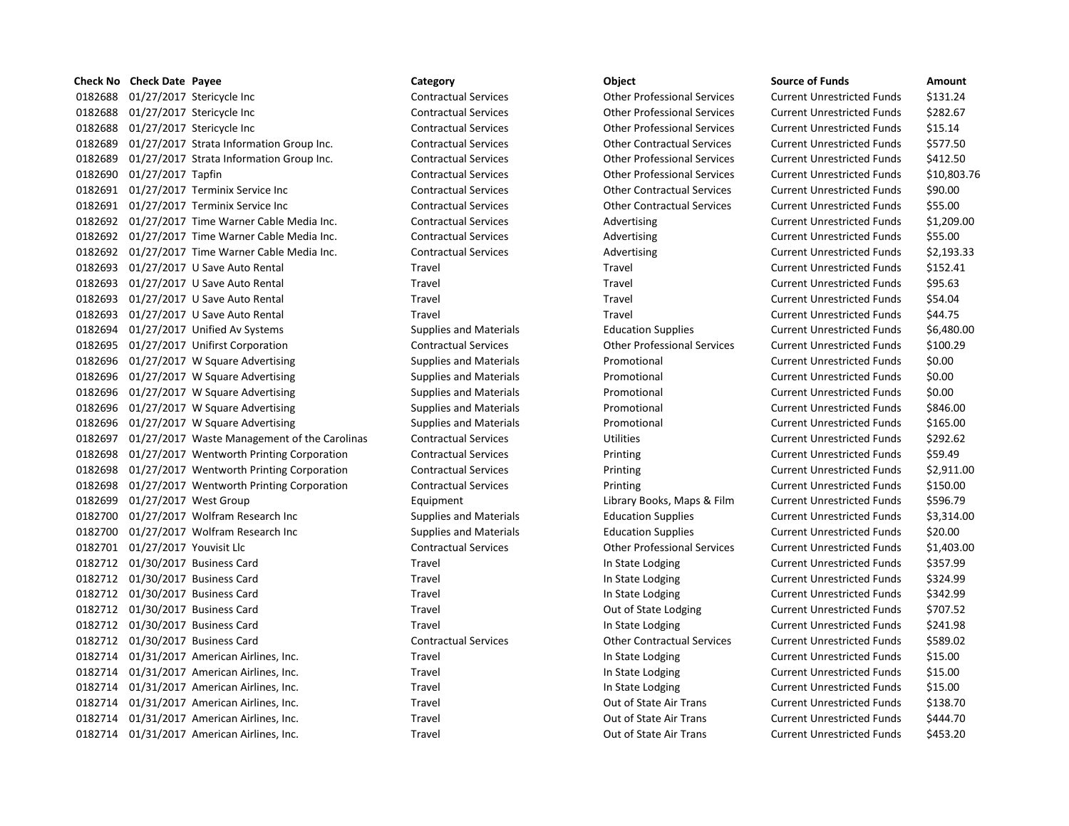| Check No | Check Date | Payee | Category | Object | Source of Funds | Amount |
|---|---|---|---|---|---|---|
| 0182688 | 01/27/2017 | Stericycle Inc | Contractual Services | Other Professional Services | Current Unrestricted Funds | $131.24 |
| 0182688 | 01/27/2017 | Stericycle Inc | Contractual Services | Other Professional Services | Current Unrestricted Funds | $282.67 |
| 0182688 | 01/27/2017 | Stericycle Inc | Contractual Services | Other Professional Services | Current Unrestricted Funds | $15.14 |
| 0182689 | 01/27/2017 | Strata Information Group Inc. | Contractual Services | Other Contractual Services | Current Unrestricted Funds | $577.50 |
| 0182689 | 01/27/2017 | Strata Information Group Inc. | Contractual Services | Other Professional Services | Current Unrestricted Funds | $412.50 |
| 0182690 | 01/27/2017 | Tapfin | Contractual Services | Other Professional Services | Current Unrestricted Funds | $10,803.76 |
| 0182691 | 01/27/2017 | Terminix Service Inc | Contractual Services | Other Contractual Services | Current Unrestricted Funds | $90.00 |
| 0182691 | 01/27/2017 | Terminix Service Inc | Contractual Services | Other Contractual Services | Current Unrestricted Funds | $55.00 |
| 0182692 | 01/27/2017 | Time Warner Cable Media Inc. | Contractual Services | Advertising | Current Unrestricted Funds | $1,209.00 |
| 0182692 | 01/27/2017 | Time Warner Cable Media Inc. | Contractual Services | Advertising | Current Unrestricted Funds | $55.00 |
| 0182692 | 01/27/2017 | Time Warner Cable Media Inc. | Contractual Services | Advertising | Current Unrestricted Funds | $2,193.33 |
| 0182693 | 01/27/2017 | U Save Auto Rental | Travel | Travel | Current Unrestricted Funds | $152.41 |
| 0182693 | 01/27/2017 | U Save Auto Rental | Travel | Travel | Current Unrestricted Funds | $95.63 |
| 0182693 | 01/27/2017 | U Save Auto Rental | Travel | Travel | Current Unrestricted Funds | $54.04 |
| 0182693 | 01/27/2017 | U Save Auto Rental | Travel | Travel | Current Unrestricted Funds | $44.75 |
| 0182694 | 01/27/2017 | Unified Av Systems | Supplies and Materials | Education Supplies | Current Unrestricted Funds | $6,480.00 |
| 0182695 | 01/27/2017 | Unifirst Corporation | Contractual Services | Other Professional Services | Current Unrestricted Funds | $100.29 |
| 0182696 | 01/27/2017 | W Square Advertising | Supplies and Materials | Promotional | Current Unrestricted Funds | $0.00 |
| 0182696 | 01/27/2017 | W Square Advertising | Supplies and Materials | Promotional | Current Unrestricted Funds | $0.00 |
| 0182696 | 01/27/2017 | W Square Advertising | Supplies and Materials | Promotional | Current Unrestricted Funds | $0.00 |
| 0182696 | 01/27/2017 | W Square Advertising | Supplies and Materials | Promotional | Current Unrestricted Funds | $846.00 |
| 0182696 | 01/27/2017 | W Square Advertising | Supplies and Materials | Promotional | Current Unrestricted Funds | $165.00 |
| 0182697 | 01/27/2017 | Waste Management of the Carolinas | Contractual Services | Utilities | Current Unrestricted Funds | $292.62 |
| 0182698 | 01/27/2017 | Wentworth Printing Corporation | Contractual Services | Printing | Current Unrestricted Funds | $59.49 |
| 0182698 | 01/27/2017 | Wentworth Printing Corporation | Contractual Services | Printing | Current Unrestricted Funds | $2,911.00 |
| 0182698 | 01/27/2017 | Wentworth Printing Corporation | Contractual Services | Printing | Current Unrestricted Funds | $150.00 |
| 0182699 | 01/27/2017 | West Group | Equipment | Library Books, Maps & Film | Current Unrestricted Funds | $596.79 |
| 0182700 | 01/27/2017 | Wolfram Research Inc | Supplies and Materials | Education Supplies | Current Unrestricted Funds | $3,314.00 |
| 0182700 | 01/27/2017 | Wolfram Research Inc | Supplies and Materials | Education Supplies | Current Unrestricted Funds | $20.00 |
| 0182701 | 01/27/2017 | Youvisit Llc | Contractual Services | Other Professional Services | Current Unrestricted Funds | $1,403.00 |
| 0182712 | 01/30/2017 | Business Card | Travel | In State Lodging | Current Unrestricted Funds | $357.99 |
| 0182712 | 01/30/2017 | Business Card | Travel | In State Lodging | Current Unrestricted Funds | $324.99 |
| 0182712 | 01/30/2017 | Business Card | Travel | In State Lodging | Current Unrestricted Funds | $342.99 |
| 0182712 | 01/30/2017 | Business Card | Travel | Out of State Lodging | Current Unrestricted Funds | $707.52 |
| 0182712 | 01/30/2017 | Business Card | Travel | In State Lodging | Current Unrestricted Funds | $241.98 |
| 0182712 | 01/30/2017 | Business Card | Contractual Services | Other Contractual Services | Current Unrestricted Funds | $589.02 |
| 0182714 | 01/31/2017 | American Airlines, Inc. | Travel | In State Lodging | Current Unrestricted Funds | $15.00 |
| 0182714 | 01/31/2017 | American Airlines, Inc. | Travel | In State Lodging | Current Unrestricted Funds | $15.00 |
| 0182714 | 01/31/2017 | American Airlines, Inc. | Travel | In State Lodging | Current Unrestricted Funds | $15.00 |
| 0182714 | 01/31/2017 | American Airlines, Inc. | Travel | Out of State Air Trans | Current Unrestricted Funds | $138.70 |
| 0182714 | 01/31/2017 | American Airlines, Inc. | Travel | Out of State Air Trans | Current Unrestricted Funds | $444.70 |
| 0182714 | 01/31/2017 | American Airlines, Inc. | Travel | Out of State Air Trans | Current Unrestricted Funds | $453.20 |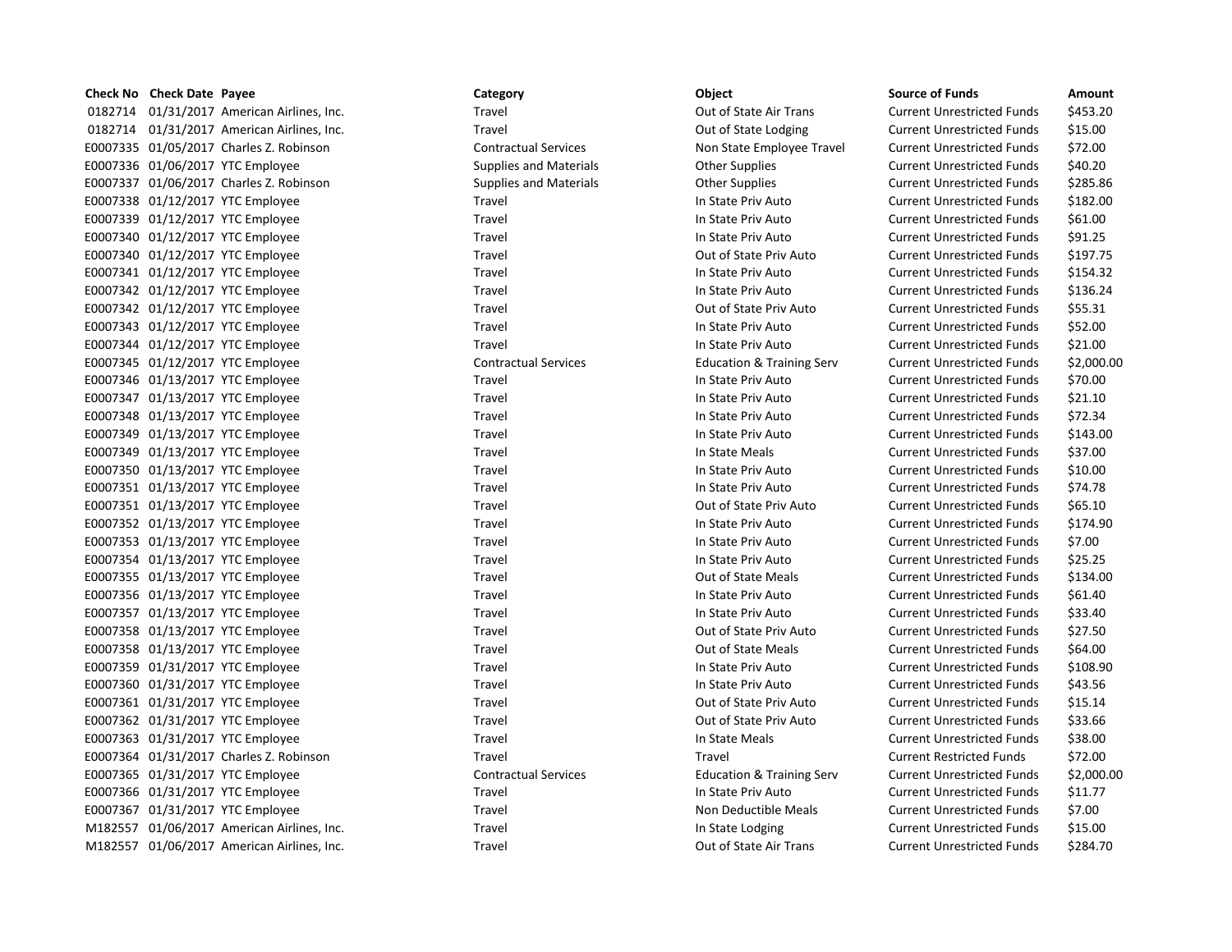| Check No | Check Date | Payee | Category | Object | Source of Funds | Amount |
|---|---|---|---|---|---|---|
| 0182714 | 01/31/2017 | American Airlines, Inc. | Travel | Out of State Air Trans | Current Unrestricted Funds | $453.20 |
| 0182714 | 01/31/2017 | American Airlines, Inc. | Travel | Out of State Lodging | Current Unrestricted Funds | $15.00 |
| E0007335 | 01/05/2017 | Charles Z. Robinson | Contractual Services | Non State Employee Travel | Current Unrestricted Funds | $72.00 |
| E0007336 | 01/06/2017 | YTC Employee | Supplies and Materials | Other Supplies | Current Unrestricted Funds | $40.20 |
| E0007337 | 01/06/2017 | Charles Z. Robinson | Supplies and Materials | Other Supplies | Current Unrestricted Funds | $285.86 |
| E0007338 | 01/12/2017 | YTC Employee | Travel | In State Priv Auto | Current Unrestricted Funds | $182.00 |
| E0007339 | 01/12/2017 | YTC Employee | Travel | In State Priv Auto | Current Unrestricted Funds | $61.00 |
| E0007340 | 01/12/2017 | YTC Employee | Travel | In State Priv Auto | Current Unrestricted Funds | $91.25 |
| E0007340 | 01/12/2017 | YTC Employee | Travel | Out of State Priv Auto | Current Unrestricted Funds | $197.75 |
| E0007341 | 01/12/2017 | YTC Employee | Travel | In State Priv Auto | Current Unrestricted Funds | $154.32 |
| E0007342 | 01/12/2017 | YTC Employee | Travel | In State Priv Auto | Current Unrestricted Funds | $136.24 |
| E0007342 | 01/12/2017 | YTC Employee | Travel | Out of State Priv Auto | Current Unrestricted Funds | $55.31 |
| E0007343 | 01/12/2017 | YTC Employee | Travel | In State Priv Auto | Current Unrestricted Funds | $52.00 |
| E0007344 | 01/12/2017 | YTC Employee | Travel | In State Priv Auto | Current Unrestricted Funds | $21.00 |
| E0007345 | 01/12/2017 | YTC Employee | Contractual Services | Education & Training Serv | Current Unrestricted Funds | $2,000.00 |
| E0007346 | 01/13/2017 | YTC Employee | Travel | In State Priv Auto | Current Unrestricted Funds | $70.00 |
| E0007347 | 01/13/2017 | YTC Employee | Travel | In State Priv Auto | Current Unrestricted Funds | $21.10 |
| E0007348 | 01/13/2017 | YTC Employee | Travel | In State Priv Auto | Current Unrestricted Funds | $72.34 |
| E0007349 | 01/13/2017 | YTC Employee | Travel | In State Priv Auto | Current Unrestricted Funds | $143.00 |
| E0007349 | 01/13/2017 | YTC Employee | Travel | In State Meals | Current Unrestricted Funds | $37.00 |
| E0007350 | 01/13/2017 | YTC Employee | Travel | In State Priv Auto | Current Unrestricted Funds | $10.00 |
| E0007351 | 01/13/2017 | YTC Employee | Travel | In State Priv Auto | Current Unrestricted Funds | $74.78 |
| E0007351 | 01/13/2017 | YTC Employee | Travel | Out of State Priv Auto | Current Unrestricted Funds | $65.10 |
| E0007352 | 01/13/2017 | YTC Employee | Travel | In State Priv Auto | Current Unrestricted Funds | $174.90 |
| E0007353 | 01/13/2017 | YTC Employee | Travel | In State Priv Auto | Current Unrestricted Funds | $7.00 |
| E0007354 | 01/13/2017 | YTC Employee | Travel | In State Priv Auto | Current Unrestricted Funds | $25.25 |
| E0007355 | 01/13/2017 | YTC Employee | Travel | Out of State Meals | Current Unrestricted Funds | $134.00 |
| E0007356 | 01/13/2017 | YTC Employee | Travel | In State Priv Auto | Current Unrestricted Funds | $61.40 |
| E0007357 | 01/13/2017 | YTC Employee | Travel | In State Priv Auto | Current Unrestricted Funds | $33.40 |
| E0007358 | 01/13/2017 | YTC Employee | Travel | Out of State Priv Auto | Current Unrestricted Funds | $27.50 |
| E0007358 | 01/13/2017 | YTC Employee | Travel | Out of State Meals | Current Unrestricted Funds | $64.00 |
| E0007359 | 01/31/2017 | YTC Employee | Travel | In State Priv Auto | Current Unrestricted Funds | $108.90 |
| E0007360 | 01/31/2017 | YTC Employee | Travel | In State Priv Auto | Current Unrestricted Funds | $43.56 |
| E0007361 | 01/31/2017 | YTC Employee | Travel | Out of State Priv Auto | Current Unrestricted Funds | $15.14 |
| E0007362 | 01/31/2017 | YTC Employee | Travel | Out of State Priv Auto | Current Unrestricted Funds | $33.66 |
| E0007363 | 01/31/2017 | YTC Employee | Travel | In State Meals | Current Unrestricted Funds | $38.00 |
| E0007364 | 01/31/2017 | Charles Z. Robinson | Travel | Travel | Current Restricted Funds | $72.00 |
| E0007365 | 01/31/2017 | YTC Employee | Contractual Services | Education & Training Serv | Current Unrestricted Funds | $2,000.00 |
| E0007366 | 01/31/2017 | YTC Employee | Travel | In State Priv Auto | Current Unrestricted Funds | $11.77 |
| E0007367 | 01/31/2017 | YTC Employee | Travel | Non Deductible Meals | Current Unrestricted Funds | $7.00 |
| M182557 | 01/06/2017 | American Airlines, Inc. | Travel | In State Lodging | Current Unrestricted Funds | $15.00 |
| M182557 | 01/06/2017 | American Airlines, Inc. | Travel | Out of State Air Trans | Current Unrestricted Funds | $284.70 |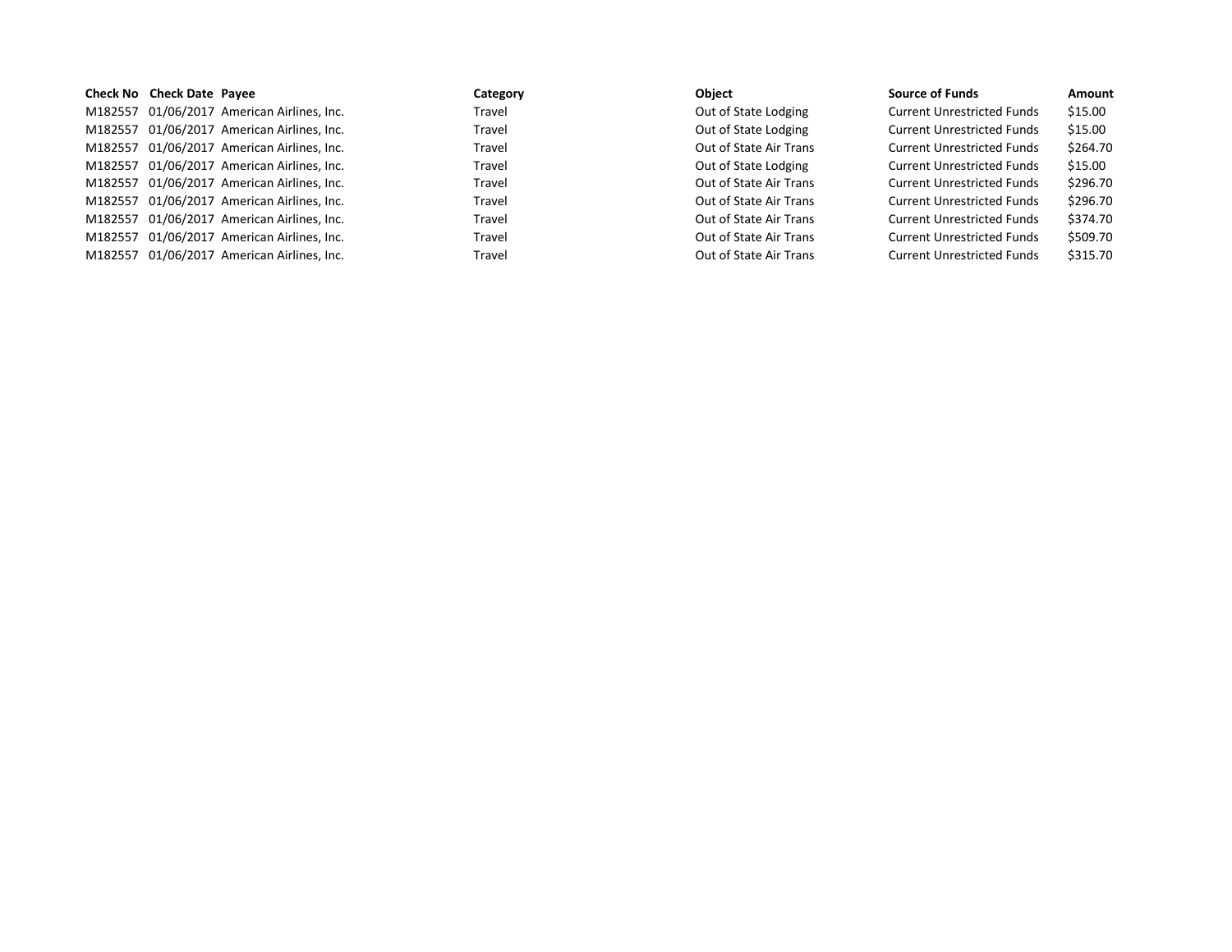| Check No | Check Date | Payee | Category | Object | Source of Funds | Amount |
|---|---|---|---|---|---|---|
| M182557 | 01/06/2017 | American Airlines, Inc. | Travel | Out of State Lodging | Current Unrestricted Funds | $15.00 |
| M182557 | 01/06/2017 | American Airlines, Inc. | Travel | Out of State Lodging | Current Unrestricted Funds | $15.00 |
| M182557 | 01/06/2017 | American Airlines, Inc. | Travel | Out of State Air Trans | Current Unrestricted Funds | $264.70 |
| M182557 | 01/06/2017 | American Airlines, Inc. | Travel | Out of State Lodging | Current Unrestricted Funds | $15.00 |
| M182557 | 01/06/2017 | American Airlines, Inc. | Travel | Out of State Air Trans | Current Unrestricted Funds | $296.70 |
| M182557 | 01/06/2017 | American Airlines, Inc. | Travel | Out of State Air Trans | Current Unrestricted Funds | $296.70 |
| M182557 | 01/06/2017 | American Airlines, Inc. | Travel | Out of State Air Trans | Current Unrestricted Funds | $374.70 |
| M182557 | 01/06/2017 | American Airlines, Inc. | Travel | Out of State Air Trans | Current Unrestricted Funds | $509.70 |
| M182557 | 01/06/2017 | American Airlines, Inc. | Travel | Out of State Air Trans | Current Unrestricted Funds | $315.70 |